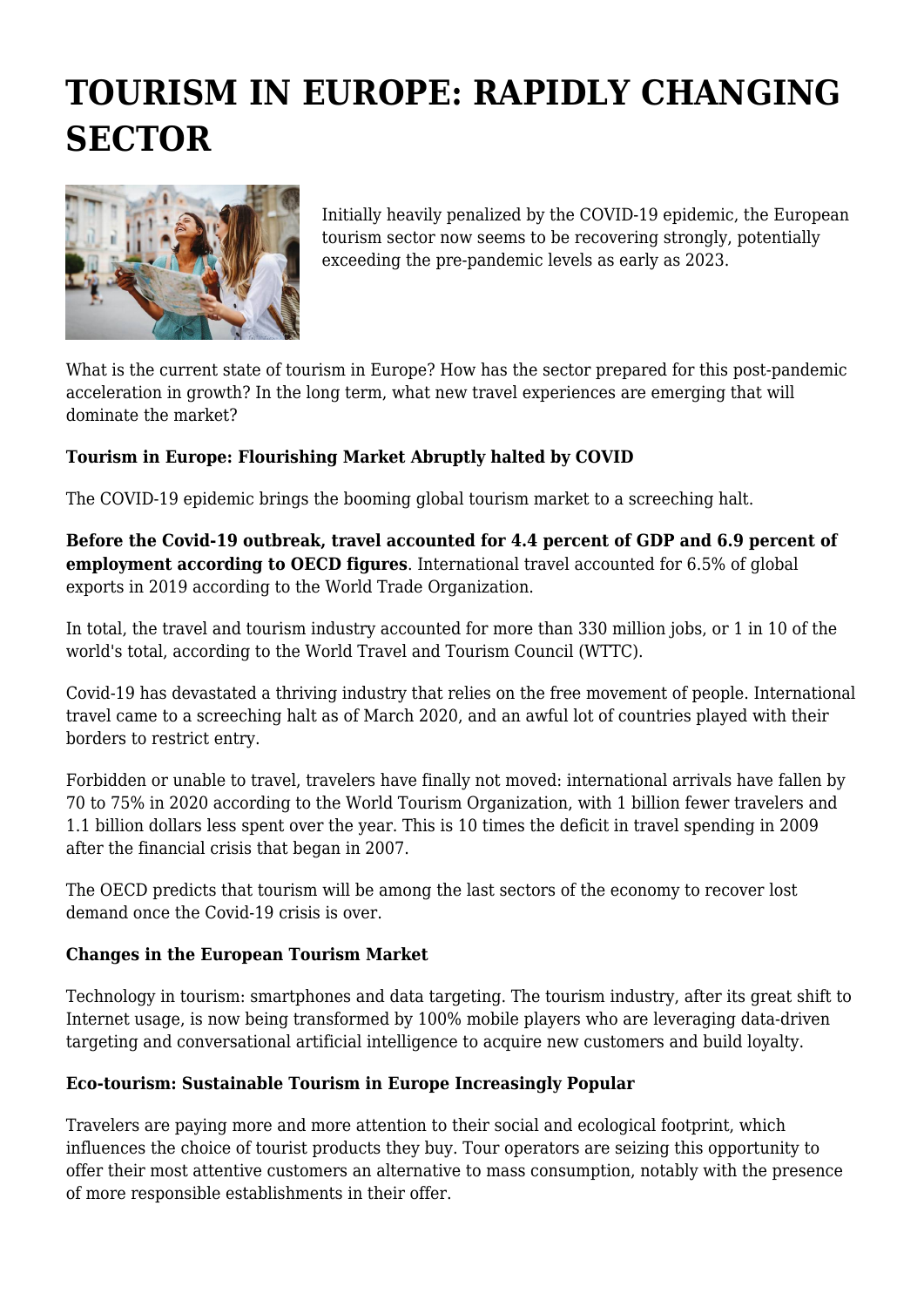# TOURISM IN EUROPE: RAPIDLY CHANGING SECTOR

Initially heavily penalized by the COVID-19 epidemic, the European tourism sector now seems to be recovering strongly, potentially exceeding the pre-pandemic levels as early as 2023.

What is the current state of tourism in Europe? How has the sector prepared for this post-pandemic acceleration in growth? In the long term, what new travel experiences are emerging that will dominate the market?

**Tourism in Europe: Flourishing Market Abruptly halted by COVID**

The COVID-19 epidemic brings the booming global tourism market to a screeching halt.

**Before the Covid-19 outbreak, travel accounted for 4.4 percent of GDP and 6.9 percent of employment according to OECD figures**. International travel accounted for 6.5% of global exports in 2019 according to the World Trade Organization.

In total, the travel and tourism industry accounted for more than 330 million jobs, or 1 in 10 of the world's total, according to the World Travel and Tourism Council (WTTC).

Covid-19 has devastated a thriving industry that relies on the free movement of people. International travel came to a screeching halt as of March 2020, and an awful lot of countries played with their borders to restrict entry.

Forbidden or unable to travel, travelers have finally not moved: international arrivals have fallen by 70 to 75% in 2020 according to the World Tourism Organization, with 1 billion fewer travelers and 1.1 billion dollars less spent over the year. This is 10 times the deficit in travel spending in 2009 after the financial crisis that began in 2007.

The OECD predicts that tourism will be among the last sectors of the economy to recover lost demand once the Covid-19 crisis is over.

**Changes in the European Tourism Market**

Technology in tourism: smartphones and data targeting. The tourism industry, after its great shift to Internet usage, is now being transformed by 100% mobile players who are leveraging data-driven targeting and conversational artificial intelligence to acquire new customers and build loyalty.

**Eco-tourism: Sustainable Tourism in Europe Increasingly Popular**

Travelers are paying more and more attention to their social and ecological footprint, which influences the choice of tourist products they buy. Tour operators are seizing this opportunity to offer their most attentive customers an alternative to mass consumption, notably with the presence of more responsible establishments in their offer.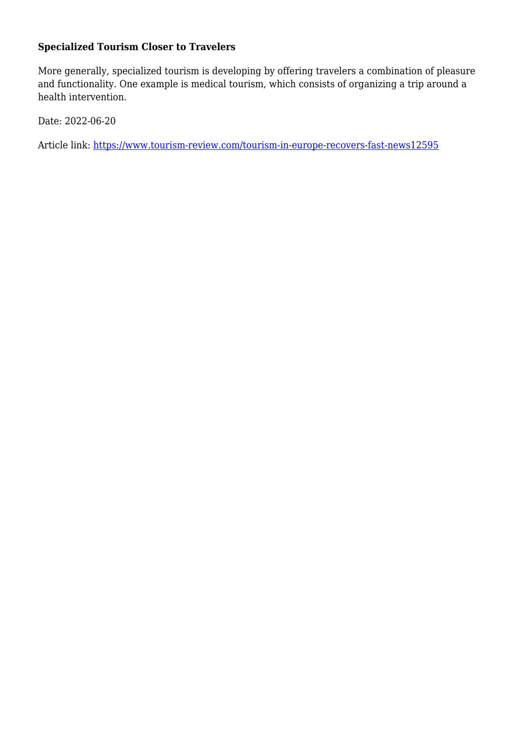**Specialized Tourism Closer to Travelers**

More generally, specialized tourism is developing by offering travelers a combination of pleasure and functionality. One example is medical tourism, which consists of organizing a trip around a health intervention.

Date: 2022-06-20

Article link: [https://www.tourism-review.com/tourism-in-europe-recovers-fast-news12595](https://www.tourism-review.com/tourism-in-europe-recovers-fast-news12595)